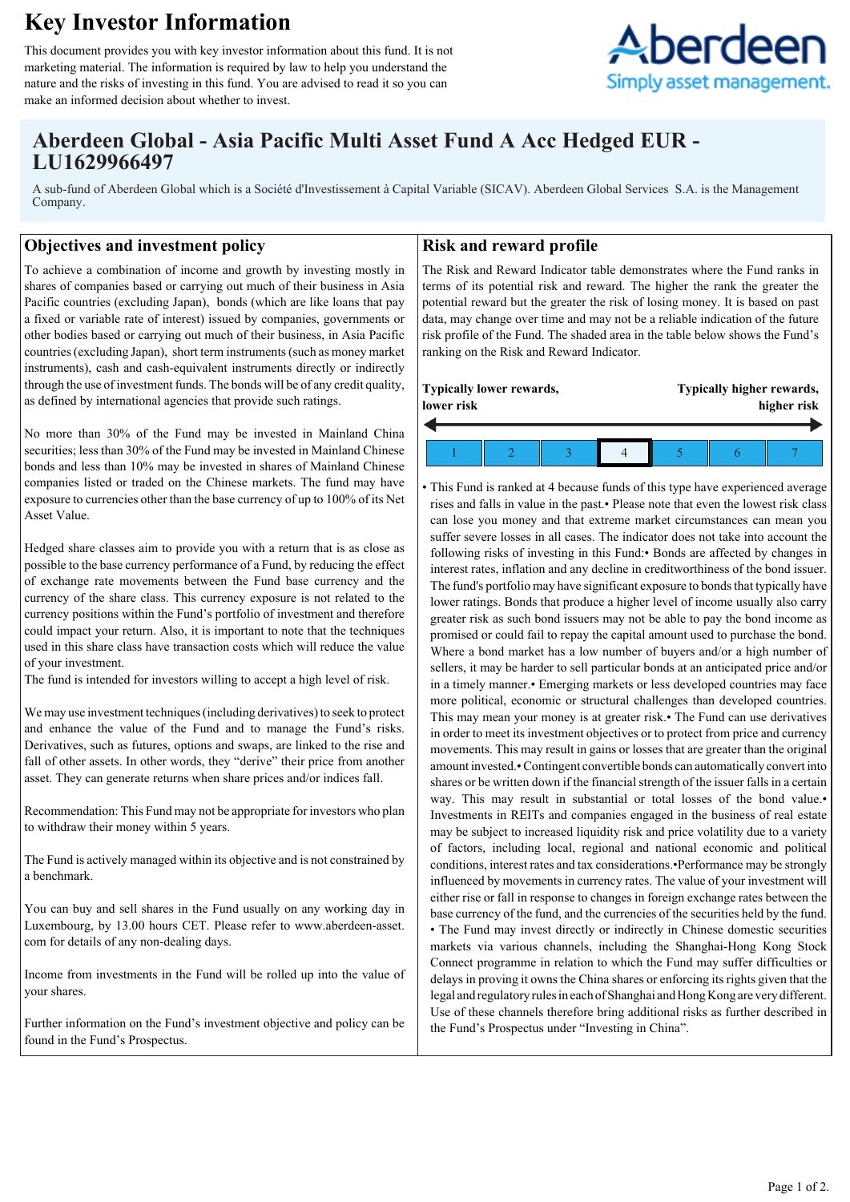# Key Investor Information

This document provides you with key investor information about this fund. It is not marketing material. The information is required by law to help you understand the nature and the risks of investing in this fund. You are advised to read it so you can make an informed decision about whether to invest.

Aberdeen
Simply asset management.

## Aberdeen Global - Asia Pacific Multi Asset Fund A Acc Hedged EUR - LU1629966497

A sub-fund of Aberdeen Global which is a Société d'Investissement à Capital Variable (SICAV). Aberdeen Global Services S.A. is the Management Company.

## Objectives and investment policy

To achieve a combination of income and growth by investing mostly in shares of companies based or carrying out much of their business in Asia Pacific countries (excluding Japan), bonds (which are like loans that pay a fixed or variable rate of interest) issued by companies, governments or other bodies based or carrying out much of their business, in Asia Pacific countries (excluding Japan), short term instruments (such as money market instruments), cash and cash-equivalent instruments directly or indirectly through the use of investment funds. The bonds will be of any credit quality, as defined by international agencies that provide such ratings.

No more than 30% of the Fund may be invested in Mainland China securities; less than 30% of the Fund may be invested in Mainland Chinese bonds and less than 10% may be invested in shares of Mainland Chinese companies listed or traded on the Chinese markets. The fund may have exposure to currencies other than the base currency of up to 100% of its Net Asset Value.

Hedged share classes aim to provide you with a return that is as close as possible to the base currency performance of a Fund, by reducing the effect of exchange rate movements between the Fund base currency and the currency of the share class. This currency exposure is not related to the currency positions within the Fund's portfolio of investment and therefore could impact your return. Also, it is important to note that the techniques used in this share class have transaction costs which will reduce the value of your investment.
The fund is intended for investors willing to accept a high level of risk.

We may use investment techniques (including derivatives) to seek to protect and enhance the value of the Fund and to manage the Fund's risks. Derivatives, such as futures, options and swaps, are linked to the rise and fall of other assets. In other words, they "derive" their price from another asset. They can generate returns when share prices and/or indices fall.

Recommendation: This Fund may not be appropriate for investors who plan to withdraw their money within 5 years.

The Fund is actively managed within its objective and is not constrained by a benchmark.

You can buy and sell shares in the Fund usually on any working day in Luxembourg, by 13.00 hours CET. Please refer to www.aberdeen-asset.com for details of any non-dealing days.

Income from investments in the Fund will be rolled up into the value of your shares.

Further information on the Fund's investment objective and policy can be found in the Fund's Prospectus.

## Risk and reward profile

The Risk and Reward Indicator table demonstrates where the Fund ranks in terms of its potential risk and reward. The higher the rank the greater the potential reward but the greater the risk of losing money. It is based on past data, may change over time and may not be a reliable indication of the future risk profile of the Fund. The shaded area in the table below shows the Fund's ranking on the Risk and Reward Indicator.

**Typically lower rewards, lower risk** — **Typically higher rewards, higher risk**

| | | | | | | |
|---|---|---|---|---|---|---|
| 1 | 2 | 3 | **4** | 5 | 6 | 7 |

- This Fund is ranked at 4 because funds of this type have experienced average rises and falls in value in the past.
- Please note that even the lowest risk class can lose you money and that extreme market circumstances can mean you suffer severe losses in all cases. The indicator does not take into account the following risks of investing in this Fund:
- Bonds are affected by changes in interest rates, inflation and any decline in creditworthiness of the bond issuer. The fund's portfolio may have significant exposure to bonds that typically have lower ratings. Bonds that produce a higher level of income usually also carry greater risk as such bond issuers may not be able to pay the bond income as promised or could fail to repay the capital amount used to purchase the bond. Where a bond market has a low number of buyers and/or a high number of sellers, it may be harder to sell particular bonds at an anticipated price and/or in a timely manner.
- Emerging markets or less developed countries may face more political, economic or structural challenges than developed countries. This may mean your money is at greater risk.
- The Fund can use derivatives in order to meet its investment objectives or to protect from price and currency movements. This may result in gains or losses that are greater than the original amount invested.
- Contingent convertible bonds can automatically convert into shares or be written down if the financial strength of the issuer falls in a certain way. This may result in substantial or total losses of the bond value.
- Investments in REITs and companies engaged in the business of real estate may be subject to increased liquidity risk and price volatility due to a variety of factors, including local, regional and national economic and political conditions, interest rates and tax considerations.
- Performance may be strongly influenced by movements in currency rates. The value of your investment will either rise or fall in response to changes in foreign exchange rates between the base currency of the fund, and the currencies of the securities held by the fund.
- The Fund may invest directly or indirectly in Chinese domestic securities markets via various channels, including the Shanghai-Hong Kong Stock Connect programme in relation to which the Fund may suffer difficulties or delays in proving it owns the China shares or enforcing its rights given that the legal and regulatory rules in each of Shanghai and Hong Kong are very different. Use of these channels therefore bring additional risks as further described in the Fund's Prospectus under "Investing in China".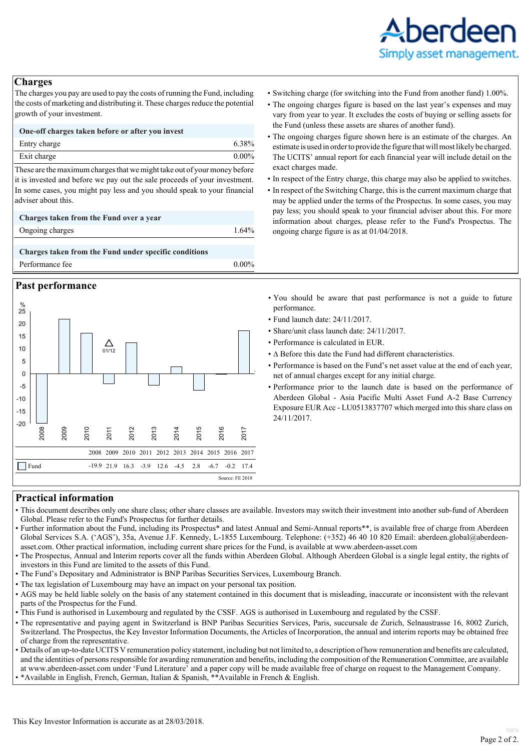## Charges

The charges you pay are used to pay the costs of running the Fund, including the costs of marketing and distributing it. These charges reduce the potential growth of your investment.

| One-off charges taken before or after you invest | |
|---|---|
| Entry charge | 6.38% |
| Exit charge | 0.00% |

These are the maximum charges that we might take out of your money before it is invested and before we pay out the sale proceeds of your investment. In some cases, you might pay less and you should speak to your financial adviser about this.

| Charges taken from the Fund over a year | |
|---|---|
| Ongoing charges | 1.64% |

| Charges taken from the Fund under specific conditions | |
|---|---|
| Performance fee | 0.00% |

- Switching charge (for switching into the Fund from another fund) 1.00%.
- The ongoing charges figure is based on the last year's expenses and may vary from year to year. It excludes the costs of buying or selling assets for the Fund (unless these assets are shares of another fund).
- The ongoing charges figure shown here is an estimate of the charges. An estimate is used in order to provide the figure that will most likely be charged. The UCITS' annual report for each financial year will include detail on the exact charges made.
- In respect of the Entry charge, this charge may also be applied to switches.
- In respect of the Switching Charge, this is the current maximum charge that may be applied under the terms of the Prospectus. In some cases, you may pay less; you should speak to your financial adviser about this. For more information about charges, please refer to the Fund's Prospectus. The ongoing charge figure is as at 01/04/2018.

## Past performance

%
25
20
15
10
5
0
-5
-10
-15
-20
2008 2009 2010 2011 2012 2013 2014 2015 2016 2017
Δ 01/12

| | 2008 | 2009 | 2010 | 2011 | 2012 | 2013 | 2014 | 2015 | 2016 | 2017 |
|---|---|---|---|---|---|---|---|---|---|---|
| Fund | -19.9 | 21.9 | 16.3 | -3.9 | 12.6 | -4.5 | 2.8 | -6.7 | -0.2 | 17.4 |

Source: FE 2018

- You should be aware that past performance is not a guide to future performance.
- Fund launch date: 24/11/2017.
- Share/unit class launch date: 24/11/2017.
- Performance is calculated in EUR.
- Δ Before this date the Fund had different characteristics.
- Performance is based on the Fund's net asset value at the end of each year, net of annual charges except for any initial charge.
- Performance prior to the launch date is based on the performance of Aberdeen Global - Asia Pacific Multi Asset Fund A-2 Base Currency Exposure EUR Acc - LU0513837707 which merged into this share class on 24/11/2017.

## Practical information

- This document describes only one share class; other share classes are available. Investors may switch their investment into another sub-fund of Aberdeen Global. Please refer to the Fund's Prospectus for further details.
- Further information about the Fund, including its Prospectus* and latest Annual and Semi-Annual reports**, is available free of charge from Aberdeen Global Services S.A. ('AGS'), 35a, Avenue J.F. Kennedy, L-1855 Luxembourg. Telephone: (+352) 46 40 10 820 Email: aberdeen.global@aberdeen-asset.com. Other practical information, including current share prices for the Fund, is available at www.aberdeen-asset.com
- The Prospectus, Annual and Interim reports cover all the funds within Aberdeen Global. Although Aberdeen Global is a single legal entity, the rights of investors in this Fund are limited to the assets of this Fund.
- The Fund's Depositary and Administrator is BNP Paribas Securities Services, Luxembourg Branch.
- The tax legislation of Luxembourg may have an impact on your personal tax position.
- AGS may be held liable solely on the basis of any statement contained in this document that is misleading, inaccurate or inconsistent with the relevant parts of the Prospectus for the Fund.
- This Fund is authorised in Luxembourg and regulated by the CSSF. AGS is authorised in Luxembourg and regulated by the CSSF.
- The representative and paying agent in Switzerland is BNP Paribas Securities Services, Paris, succursale de Zurich, Selnaustrasse 16, 8002 Zurich, Switzerland. The Prospectus, the Key Investor Information Documents, the Articles of Incorporation, the annual and interim reports may be obtained free of charge from the representative.
- Details of an up-to-date UCITS V remuneration policy statement, including but not limited to, a description of how remuneration and benefits are calculated, and the identities of persons responsible for awarding remuneration and benefits, including the composition of the Remuneration Committee, are available at www.aberdeen-asset.com under 'Fund Literature' and a paper copy will be made available free of charge on request to the Management Company.
- *Available in English, French, German, Italian & Spanish, **Available in French & English.

This Key Investor Information is accurate as at 28/03/2018.